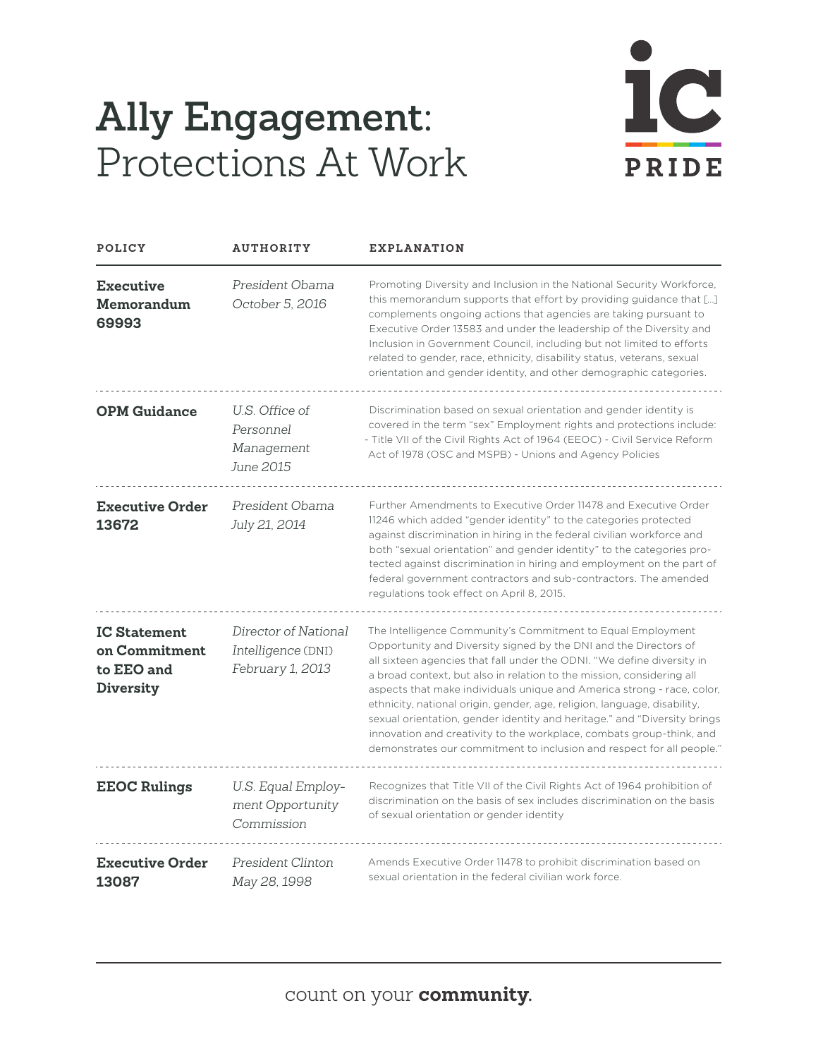# **Ally Engagement:** Protections At Work

IC PRIDE

| POLICY | AUTHORITY | EXPLANATION |
|---|---|---|
| **Executive Memorandum 69993** | *President Obama October 5, 2016* | Promoting Diversity and Inclusion in the National Security Workforce, this memorandum supports that effort by providing guidance that [...] complements ongoing actions that agencies are taking pursuant to Executive Order 13583 and under the leadership of the Diversity and Inclusion in Government Council, including but not limited to efforts related to gender, race, ethnicity, disability status, veterans, sexual orientation and gender identity, and other demographic categories. |
| **OPM Guidance** | *U.S. Office of Personnel Management June 2015* | Discrimination based on sexual orientation and gender identity is covered in the term "sex" Employment rights and protections include: - Title VII of the Civil Rights Act of 1964 (EEOC) - Civil Service Reform Act of 1978 (OSC and MSPB) - Unions and Agency Policies |
| **Executive Order 13672** | *President Obama July 21, 2014* | Further Amendments to Executive Order 11478 and Executive Order 11246 which added "gender identity" to the categories protected against discrimination in hiring in the federal civilian workforce and both "sexual orientation" and gender identity" to the categories protected against discrimination in hiring and employment on the part of federal government contractors and sub-contractors. The amended regulations took effect on April 8, 2015. |
| **IC Statement on Commitment to EEO and Diversity** | *Director of National Intelligence* (DNI) *February 1, 2013* | The Intelligence Community's Commitment to Equal Employment Opportunity and Diversity signed by the DNI and the Directors of all sixteen agencies that fall under the ODNI. "We define diversity in a broad context, but also in relation to the mission, considering all aspects that make individuals unique and America strong - race, color, ethnicity, national origin, gender, age, religion, language, disability, sexual orientation, gender identity and heritage." and "Diversity brings innovation and creativity to the workplace, combats group-think, and demonstrates our commitment to inclusion and respect for all people." |
| **EEOC Rulings** | *U.S. Equal Employment Opportunity Commission* | Recognizes that Title VII of the Civil Rights Act of 1964 prohibition of discrimination on the basis of sex includes discrimination on the basis of sexual orientation or gender identity |
| **Executive Order 13087** | *President Clinton May 28, 1998* | Amends Executive Order 11478 to prohibit discrimination based on sexual orientation in the federal civilian work force. |

count on your **community.**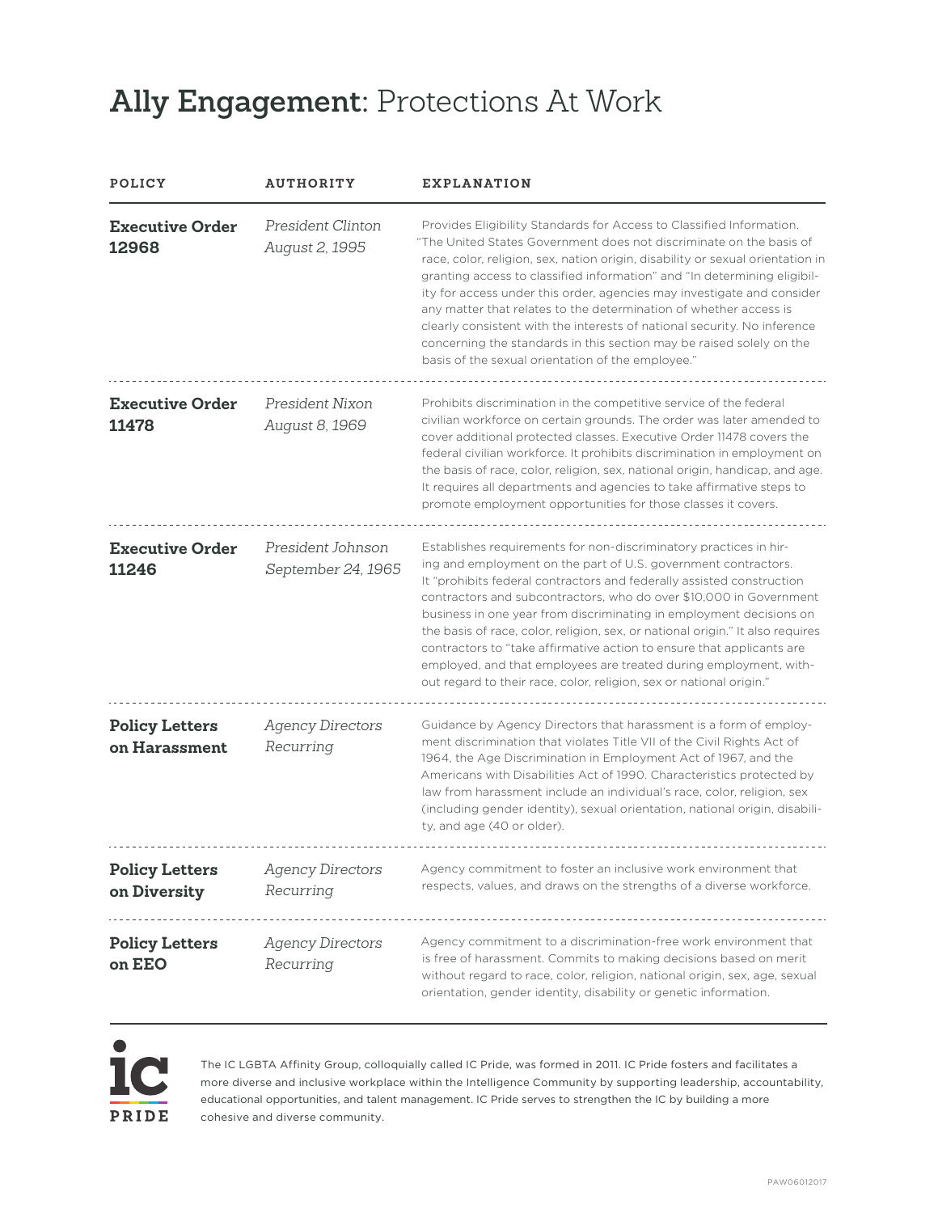# **Ally Engagement**: Protections At Work

| POLICY | AUTHORITY | EXPLANATION |
|---|---|---|
| **Executive Order 12968** | *President Clinton August 2, 1995* | Provides Eligibility Standards for Access to Classified Information. "The United States Government does not discriminate on the basis of race, color, religion, sex, nation origin, disability or sexual orientation in granting access to classified information" and "In determining eligibility for access under this order, agencies may investigate and consider any matter that relates to the determination of whether access is clearly consistent with the interests of national security. No inference concerning the standards in this section may be raised solely on the basis of the sexual orientation of the employee." |
| **Executive Order 11478** | *President Nixon August 8, 1969* | Prohibits discrimination in the competitive service of the federal civilian workforce on certain grounds. The order was later amended to cover additional protected classes. Executive Order 11478 covers the federal civilian workforce. It prohibits discrimination in employment on the basis of race, color, religion, sex, national origin, handicap, and age. It requires all departments and agencies to take affirmative steps to promote employment opportunities for those classes it covers. |
| **Executive Order 11246** | *President Johnson September 24, 1965* | Establishes requirements for non-discriminatory practices in hiring and employment on the part of U.S. government contractors. It "prohibits federal contractors and federally assisted construction contractors and subcontractors, who do over $10,000 in Government business in one year from discriminating in employment decisions on the basis of race, color, religion, sex, or national origin." It also requires contractors to "take affirmative action to ensure that applicants are employed, and that employees are treated during employment, without regard to their race, color, religion, sex or national origin." |
| **Policy Letters on Harassment** | *Agency Directors Recurring* | Guidance by Agency Directors that harassment is a form of employment discrimination that violates Title VII of the Civil Rights Act of 1964, the Age Discrimination in Employment Act of 1967, and the Americans with Disabilities Act of 1990. Characteristics protected by law from harassment include an individual's race, color, religion, sex (including gender identity), sexual orientation, national origin, disability, and age (40 or older). |
| **Policy Letters on Diversity** | *Agency Directors Recurring* | Agency commitment to foster an inclusive work environment that respects, values, and draws on the strengths of a diverse workforce. |
| **Policy Letters on EEO** | *Agency Directors Recurring* | Agency commitment to a discrimination-free work environment that is free of harassment. Commits to making decisions based on merit without regard to race, color, religion, national origin, sex, age, sexual orientation, gender identity, disability or genetic information. |

IC PRIDE

The IC LGBTA Affinity Group, colloquially called IC Pride, was formed in 2011. IC Pride fosters and facilitates a more diverse and inclusive workplace within the Intelligence Community by supporting leadership, accountability, educational opportunities, and talent management. IC Pride serves to strengthen the IC by building a more cohesive and diverse community.

PAW06012017